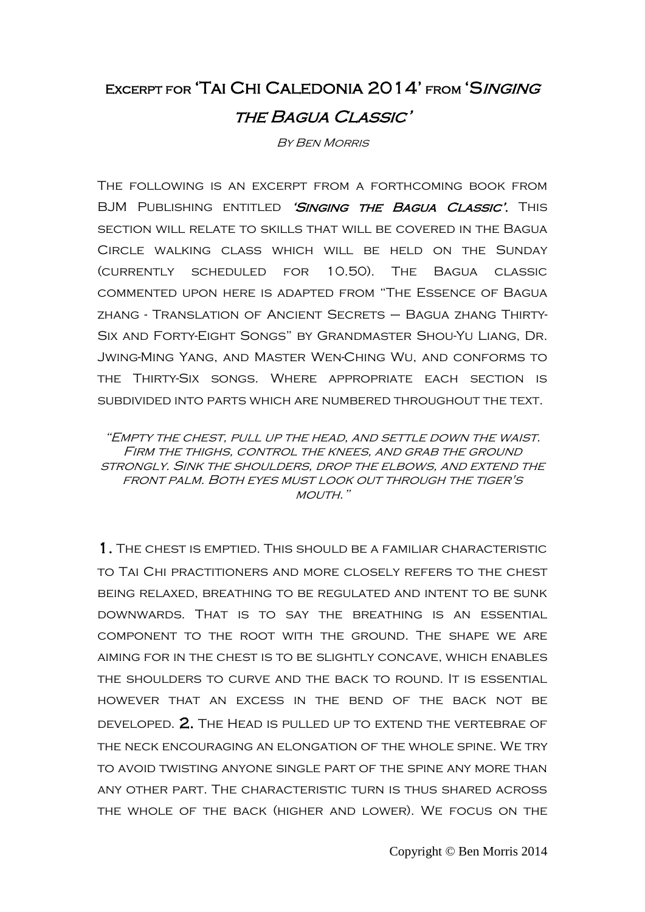# Excerpt for 'Tai Chi Caledonia 2014' from '*Singing the Bagua Classic*'

*By Ben Morris*

The following is an excerpt from a forthcoming book from BJM Publishing entitled ***'Singing the Bagua Classic'***. This section will relate to skills that will be covered in the Bagua Circle walking class which will be held on the Sunday (currently scheduled for 10.50). The Bagua classic commented upon here is adapted from "The Essence of Bagua zhang - Translation of Ancient Secrets – Bagua zhang Thirty-Six and Forty-Eight Songs" by Grandmaster Shou-Yu Liang, Dr. Jwing-Ming Yang, and Master Wen-Ching Wu, and conforms to the Thirty-Six songs. Where appropriate each section is subdivided into parts which are numbered throughout the text.

*"Empty the chest, pull up the head, and settle down the waist. Firm the thighs, control the knees, and grab the ground strongly. Sink the shoulders, drop the elbows, and extend the front palm. Both eyes must look out through the tiger's mouth."*

**1.** The chest is emptied. This should be a familiar characteristic to Tai Chi practitioners and more closely refers to the chest being relaxed, breathing to be regulated and intent to be sunk downwards. That is to say the breathing is an essential component to the root with the ground. The shape we are aiming for in the chest is to be slightly concave, which enables the shoulders to curve and the back to round. It is essential however that an excess in the bend of the back not be developed. **2.** The Head is pulled up to extend the vertebrae of the neck encouraging an elongation of the whole spine. We try to avoid twisting anyone single part of the spine any more than any other part. The characteristic turn is thus shared across the whole of the back (higher and lower). We focus on the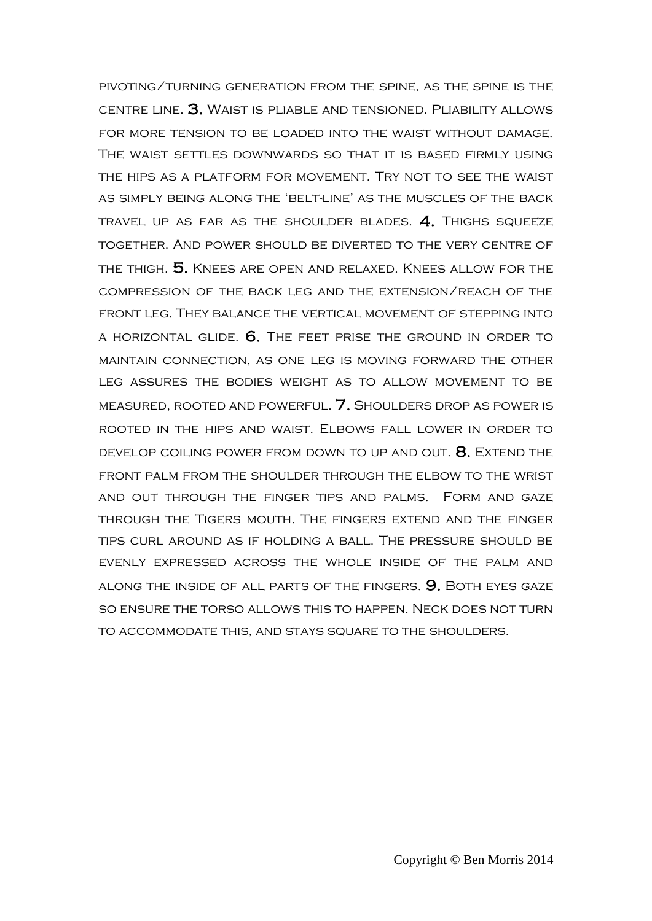pivoting/turning generation from the spine, as the spine is the centre line. **3.** Waist is pliable and tensioned. Pliability allows for more tension to be loaded into the waist without damage. The waist settles downwards so that it is based firmly using the hips as a platform for movement. Try not to see the waist as simply being along the 'belt-line' as the muscles of the back travel up as far as the shoulder blades. **4.** Thighs squeeze together. And power should be diverted to the very centre of the thigh. **5.** Knees are open and relaxed. Knees allow for the compression of the back leg and the extension/reach of the front leg. They balance the vertical movement of stepping into a horizontal glide. **6.** The feet prise the ground in order to maintain connection, as one leg is moving forward the other leg assures the bodies weight as to allow movement to be measured, rooted and powerful. **7.** Shoulders drop as power is rooted in the hips and waist. Elbows fall lower in order to develop coiling power from down to up and out. **8.** Extend the front palm from the shoulder through the elbow to the wrist and out through the finger tips and palms. Form and gaze through the Tigers mouth. The fingers extend and the finger tips curl around as if holding a ball. The pressure should be evenly expressed across the whole inside of the palm and along the inside of all parts of the fingers. **9.** Both eyes gaze so ensure the torso allows this to happen. Neck does not turn to accommodate this, and stays square to the shoulders.

Copyright © Ben Morris 2014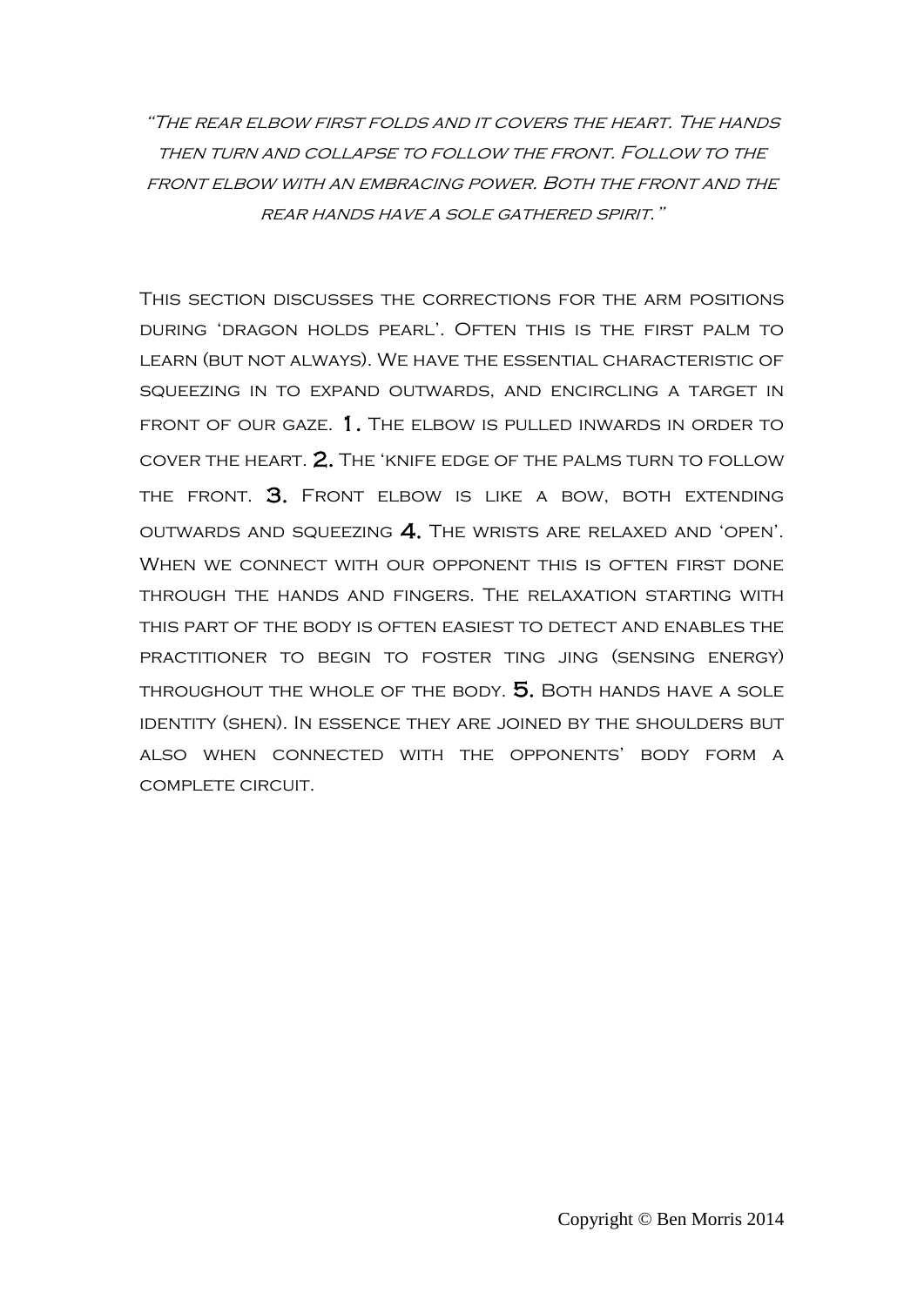*"The rear elbow first folds and it covers the heart. The hands then turn and collapse to follow the front. Follow to the front elbow with an embracing power. Both the front and the rear hands have a sole gathered spirit."*

This section discusses the corrections for the arm positions during 'dragon holds pearl'. Often this is the first palm to learn (but not always). We have the essential characteristic of squeezing in to expand outwards, and encircling a target in front of our gaze. **1.** The elbow is pulled inwards in order to cover the heart. **2.** The 'knife edge of the palms turn to follow the front. **3.** Front elbow is like a bow, both extending outwards and squeezing **4.** The wrists are relaxed and 'open'. When we connect with our opponent this is often first done through the hands and fingers. The relaxation starting with this part of the body is often easiest to detect and enables the practitioner to begin to foster ting jing (sensing energy) throughout the whole of the body. **5.** Both hands have a sole identity (shen). In essence they are joined by the shoulders but also when connected with the opponents' body form a complete circuit.

Copyright © Ben Morris 2014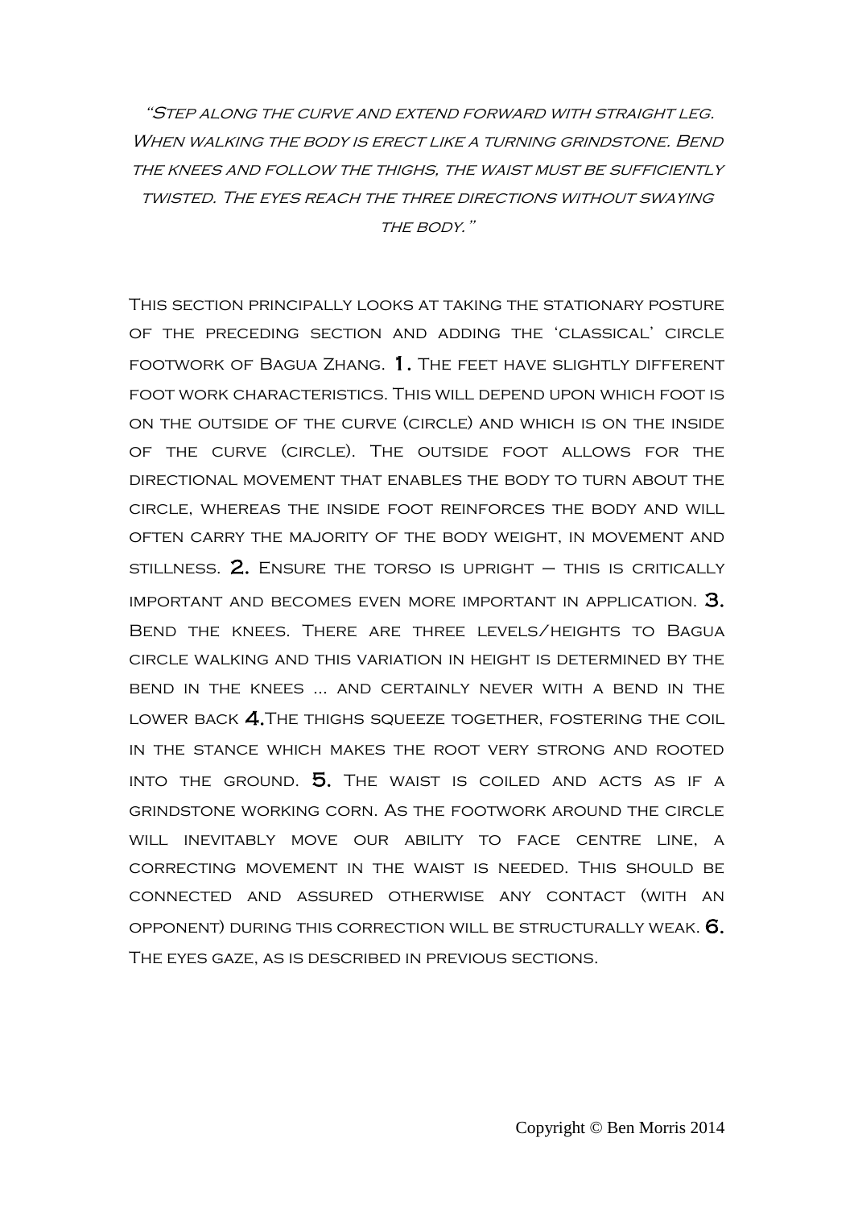*"Step along the curve and extend forward with straight leg. When walking the body is erect like a turning grindstone. Bend the knees and follow the thighs, the waist must be sufficiently twisted. The eyes reach the three directions without swaying the body."*

This section principally looks at taking the stationary posture of the preceding section and adding the 'classical' circle footwork of Bagua Zhang. **1.** The feet have slightly different foot work characteristics. This will depend upon which foot is on the outside of the curve (circle) and which is on the inside of the curve (circle). The outside foot allows for the directional movement that enables the body to turn about the circle, whereas the inside foot reinforces the body and will often carry the majority of the body weight, in movement and stillness. **2.** Ensure the torso is upright – this is critically important and becomes even more important in application. **3.** Bend the knees. There are three levels/heights to Bagua circle walking and this variation in height is determined by the bend in the knees ... and certainly never with a bend in the lower back **4.**The thighs squeeze together, fostering the coil in the stance which makes the root very strong and rooted into the ground. **5.** The waist is coiled and acts as if a grindstone working corn. As the footwork around the circle will inevitably move our ability to face centre line, a correcting movement in the waist is needed. This should be connected and assured otherwise any contact (with an opponent) during this correction will be structurally weak. **6.** The eyes gaze, as is described in previous sections.

Copyright © Ben Morris 2014